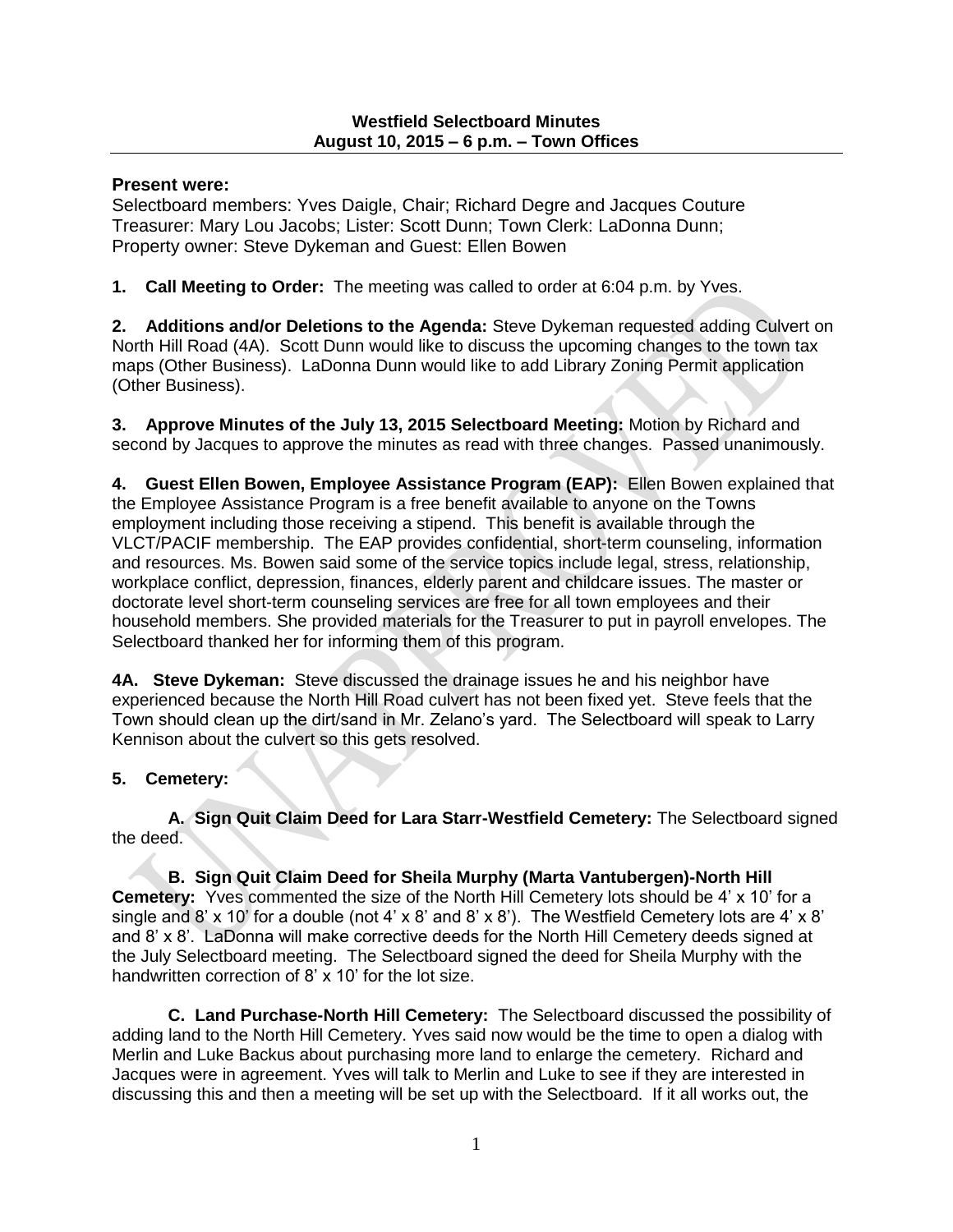**Westfield Selectboard Minutes**
**August 10, 2015 – 6 p.m. – Town Offices**

**Present were:**
Selectboard members: Yves Daigle, Chair; Richard Degre and Jacques Couture
Treasurer: Mary Lou Jacobs; Lister: Scott Dunn; Town Clerk: LaDonna Dunn;
Property owner: Steve Dykeman and Guest: Ellen Bowen

**1. Call Meeting to Order:** The meeting was called to order at 6:04 p.m. by Yves.

**2. Additions and/or Deletions to the Agenda:** Steve Dykeman requested adding Culvert on North Hill Road (4A). Scott Dunn would like to discuss the upcoming changes to the town tax maps (Other Business). LaDonna Dunn would like to add Library Zoning Permit application (Other Business).

**3. Approve Minutes of the July 13, 2015 Selectboard Meeting:** Motion by Richard and second by Jacques to approve the minutes as read with three changes. Passed unanimously.

**4. Guest Ellen Bowen, Employee Assistance Program (EAP):** Ellen Bowen explained that the Employee Assistance Program is a free benefit available to anyone on the Towns employment including those receiving a stipend. This benefit is available through the VLCT/PACIF membership. The EAP provides confidential, short-term counseling, information and resources. Ms. Bowen said some of the service topics include legal, stress, relationship, workplace conflict, depression, finances, elderly parent and childcare issues. The master or doctorate level short-term counseling services are free for all town employees and their household members. She provided materials for the Treasurer to put in payroll envelopes. The Selectboard thanked her for informing them of this program.

**4A. Steve Dykeman:** Steve discussed the drainage issues he and his neighbor have experienced because the North Hill Road culvert has not been fixed yet. Steve feels that the Town should clean up the dirt/sand in Mr. Zelano's yard. The Selectboard will speak to Larry Kennison about the culvert so this gets resolved.

**5. Cemetery:**

**A. Sign Quit Claim Deed for Lara Starr-Westfield Cemetery:** The Selectboard signed the deed.

**B. Sign Quit Claim Deed for Sheila Murphy (Marta Vantubergen)-North Hill Cemetery:** Yves commented the size of the North Hill Cemetery lots should be 4' x 10' for a single and 8' x 10' for a double (not 4' x 8' and 8' x 8'). The Westfield Cemetery lots are 4' x 8' and 8' x 8'. LaDonna will make corrective deeds for the North Hill Cemetery deeds signed at the July Selectboard meeting. The Selectboard signed the deed for Sheila Murphy with the handwritten correction of 8' x 10' for the lot size.

**C. Land Purchase-North Hill Cemetery:** The Selectboard discussed the possibility of adding land to the North Hill Cemetery. Yves said now would be the time to open a dialog with Merlin and Luke Backus about purchasing more land to enlarge the cemetery. Richard and Jacques were in agreement. Yves will talk to Merlin and Luke to see if they are interested in discussing this and then a meeting will be set up with the Selectboard. If it all works out, the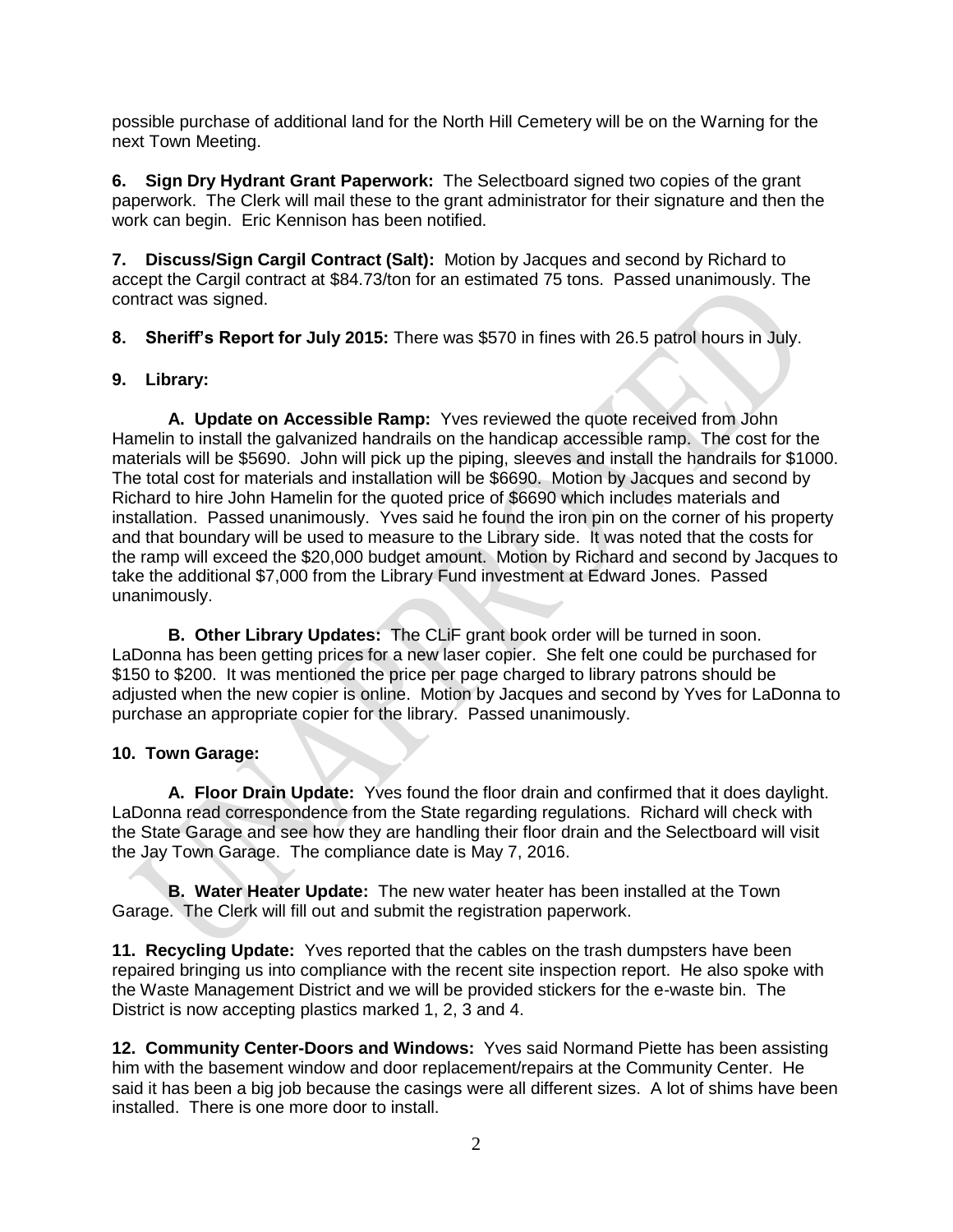possible purchase of additional land for the North Hill Cemetery will be on the Warning for the next Town Meeting.

**6. Sign Dry Hydrant Grant Paperwork:** The Selectboard signed two copies of the grant paperwork. The Clerk will mail these to the grant administrator for their signature and then the work can begin. Eric Kennison has been notified.

**7. Discuss/Sign Cargil Contract (Salt):** Motion by Jacques and second by Richard to accept the Cargil contract at $84.73/ton for an estimated 75 tons. Passed unanimously. The contract was signed.

**8. Sheriff's Report for July 2015:** There was $570 in fines with 26.5 patrol hours in July.

**9. Library:**

**A. Update on Accessible Ramp:** Yves reviewed the quote received from John Hamelin to install the galvanized handrails on the handicap accessible ramp. The cost for the materials will be $5690. John will pick up the piping, sleeves and install the handrails for $1000. The total cost for materials and installation will be $6690. Motion by Jacques and second by Richard to hire John Hamelin for the quoted price of $6690 which includes materials and installation. Passed unanimously. Yves said he found the iron pin on the corner of his property and that boundary will be used to measure to the Library side. It was noted that the costs for the ramp will exceed the $20,000 budget amount. Motion by Richard and second by Jacques to take the additional $7,000 from the Library Fund investment at Edward Jones. Passed unanimously.

**B. Other Library Updates:** The CLiF grant book order will be turned in soon. LaDonna has been getting prices for a new laser copier. She felt one could be purchased for $150 to $200. It was mentioned the price per page charged to library patrons should be adjusted when the new copier is online. Motion by Jacques and second by Yves for LaDonna to purchase an appropriate copier for the library. Passed unanimously.

**10. Town Garage:**

**A. Floor Drain Update:** Yves found the floor drain and confirmed that it does daylight. LaDonna read correspondence from the State regarding regulations. Richard will check with the State Garage and see how they are handling their floor drain and the Selectboard will visit the Jay Town Garage. The compliance date is May 7, 2016.

**B. Water Heater Update:** The new water heater has been installed at the Town Garage. The Clerk will fill out and submit the registration paperwork.

**11. Recycling Update:** Yves reported that the cables on the trash dumpsters have been repaired bringing us into compliance with the recent site inspection report. He also spoke with the Waste Management District and we will be provided stickers for the e-waste bin. The District is now accepting plastics marked 1, 2, 3 and 4.

**12. Community Center-Doors and Windows:** Yves said Normand Piette has been assisting him with the basement window and door replacement/repairs at the Community Center. He said it has been a big job because the casings were all different sizes. A lot of shims have been installed. There is one more door to install.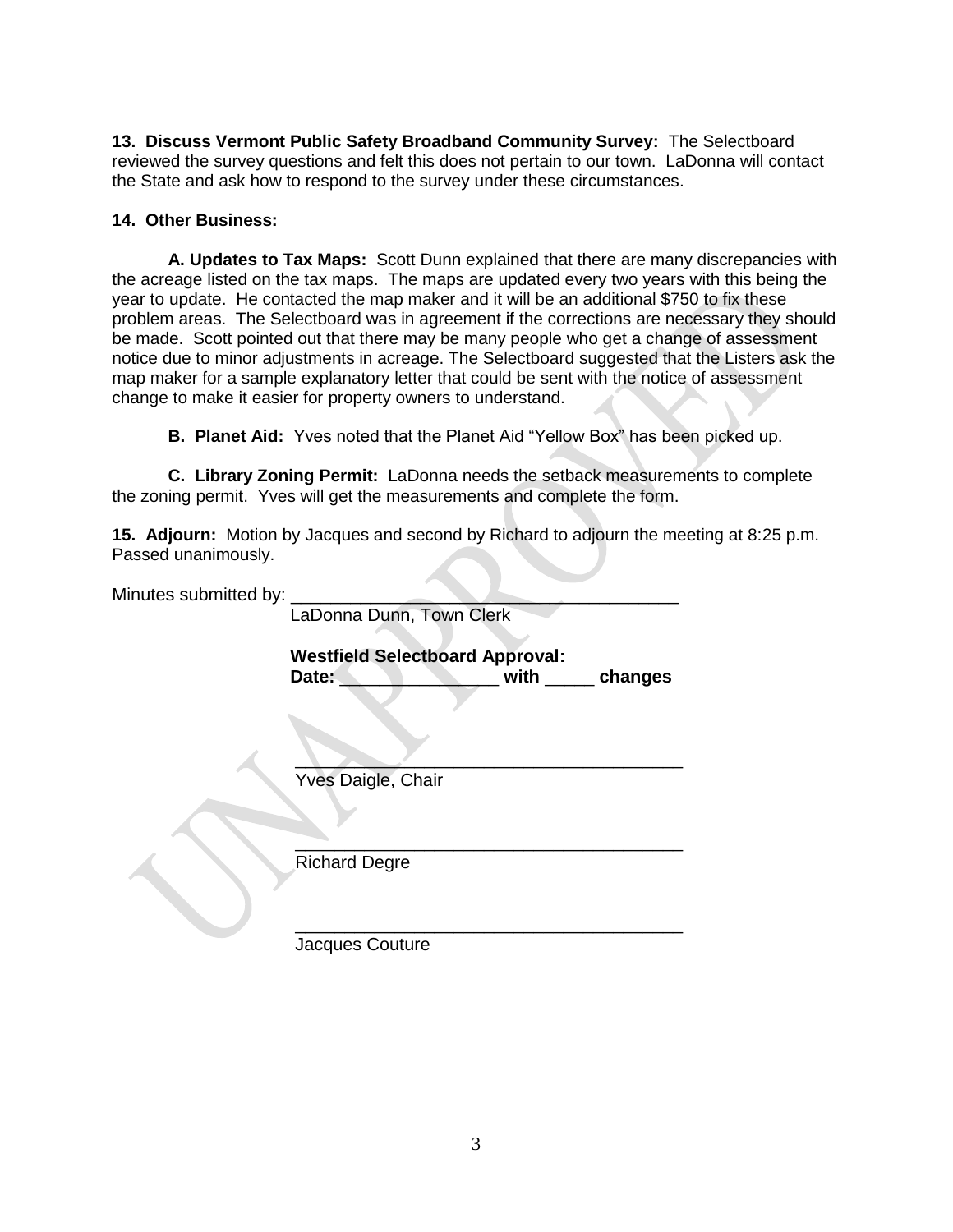**13. Discuss Vermont Public Safety Broadband Community Survey:** The Selectboard reviewed the survey questions and felt this does not pertain to our town. LaDonna will contact the State and ask how to respond to the survey under these circumstances.

**14. Other Business:**

**A. Updates to Tax Maps:** Scott Dunn explained that there are many discrepancies with the acreage listed on the tax maps. The maps are updated every two years with this being the year to update. He contacted the map maker and it will be an additional $750 to fix these problem areas. The Selectboard was in agreement if the corrections are necessary they should be made. Scott pointed out that there may be many people who get a change of assessment notice due to minor adjustments in acreage. The Selectboard suggested that the Listers ask the map maker for a sample explanatory letter that could be sent with the notice of assessment change to make it easier for property owners to understand.

**B. Planet Aid:** Yves noted that the Planet Aid "Yellow Box" has been picked up.

**C. Library Zoning Permit:** LaDonna needs the setback measurements to complete the zoning permit. Yves will get the measurements and complete the form.

**15. Adjourn:** Motion by Jacques and second by Richard to adjourn the meeting at 8:25 p.m. Passed unanimously.

Minutes submitted by: _______________________________________
LaDonna Dunn, Town Clerk

**Westfield Selectboard Approval:**
**Date:** _______________ **with** _____ **changes**

_______________________________________
Yves Daigle, Chair

_______________________________________
Richard Degre

_______________________________________
Jacques Couture

UNAPPROVED